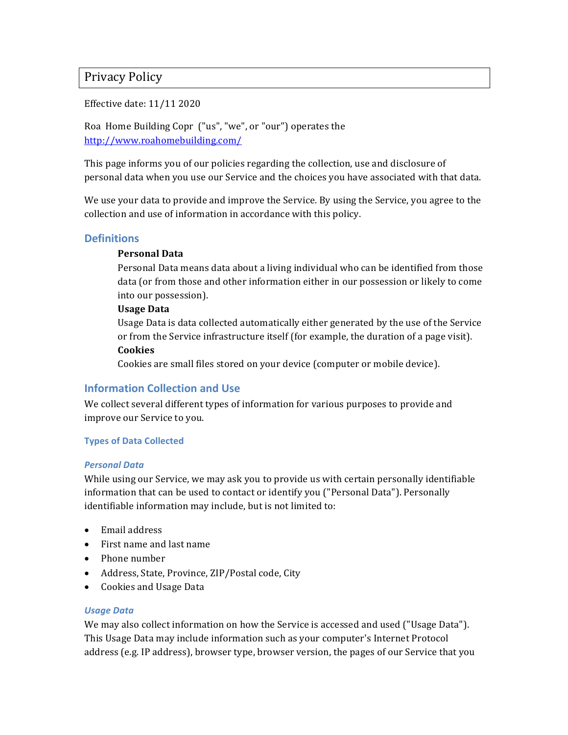# Privacy Policy

Effective date: 11/11 2020

Roa Home Building Copr ("us", "we", or "our") operates the http://www.roahomebuilding.com/

This page informs you of our policies regarding the collection, use and disclosure of personal data when you use our Service and the choices you have associated with that data.

We use your data to provide and improve the Service. By using the Service, you agree to the collection and use of information in accordance with this policy.

## Definitions

**Personal Data**
Personal Data means data about a living individual who can be identified from those data (or from those and other information either in our possession or likely to come into our possession).

**Usage Data**
Usage Data is data collected automatically either generated by the use of the Service or from the Service infrastructure itself (for example, the duration of a page visit).

**Cookies**
Cookies are small files stored on your device (computer or mobile device).

## Information Collection and Use

We collect several different types of information for various purposes to provide and improve our Service to you.

### Types of Data Collected

#### *Personal Data*

While using our Service, we may ask you to provide us with certain personally identifiable information that can be used to contact or identify you ("Personal Data"). Personally identifiable information may include, but is not limited to:

- Email address
- First name and last name
- Phone number
- Address, State, Province, ZIP/Postal code, City
- Cookies and Usage Data

#### *Usage Data*

We may also collect information on how the Service is accessed and used ("Usage Data"). This Usage Data may include information such as your computer's Internet Protocol address (e.g. IP address), browser type, browser version, the pages of our Service that you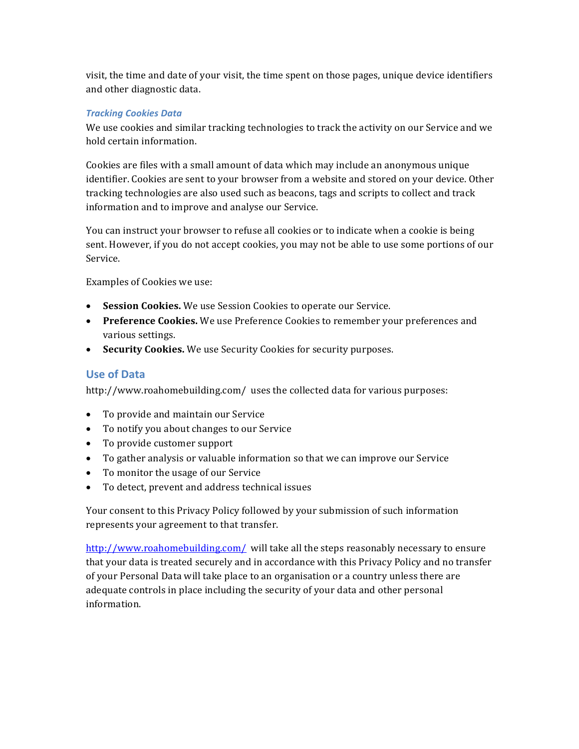visit, the time and date of your visit, the time spent on those pages, unique device identifiers and other diagnostic data.

### *Tracking Cookies Data*

We use cookies and similar tracking technologies to track the activity on our Service and we hold certain information.

Cookies are files with a small amount of data which may include an anonymous unique identifier. Cookies are sent to your browser from a website and stored on your device. Other tracking technologies are also used such as beacons, tags and scripts to collect and track information and to improve and analyse our Service.

You can instruct your browser to refuse all cookies or to indicate when a cookie is being sent. However, if you do not accept cookies, you may not be able to use some portions of our Service.

Examples of Cookies we use:

- **Session Cookies.** We use Session Cookies to operate our Service.
- **Preference Cookies.** We use Preference Cookies to remember your preferences and various settings.
- **Security Cookies.** We use Security Cookies for security purposes.

## Use of Data

http://www.roahomebuilding.com/ uses the collected data for various purposes:

- To provide and maintain our Service
- To notify you about changes to our Service
- To provide customer support
- To gather analysis or valuable information so that we can improve our Service
- To monitor the usage of our Service
- To detect, prevent and address technical issues

Your consent to this Privacy Policy followed by your submission of such information represents your agreement to that transfer.

[http://www.roahomebuilding.com/](http://www.roahomebuilding.com/) will take all the steps reasonably necessary to ensure that your data is treated securely and in accordance with this Privacy Policy and no transfer of your Personal Data will take place to an organisation or a country unless there are adequate controls in place including the security of your data and other personal information.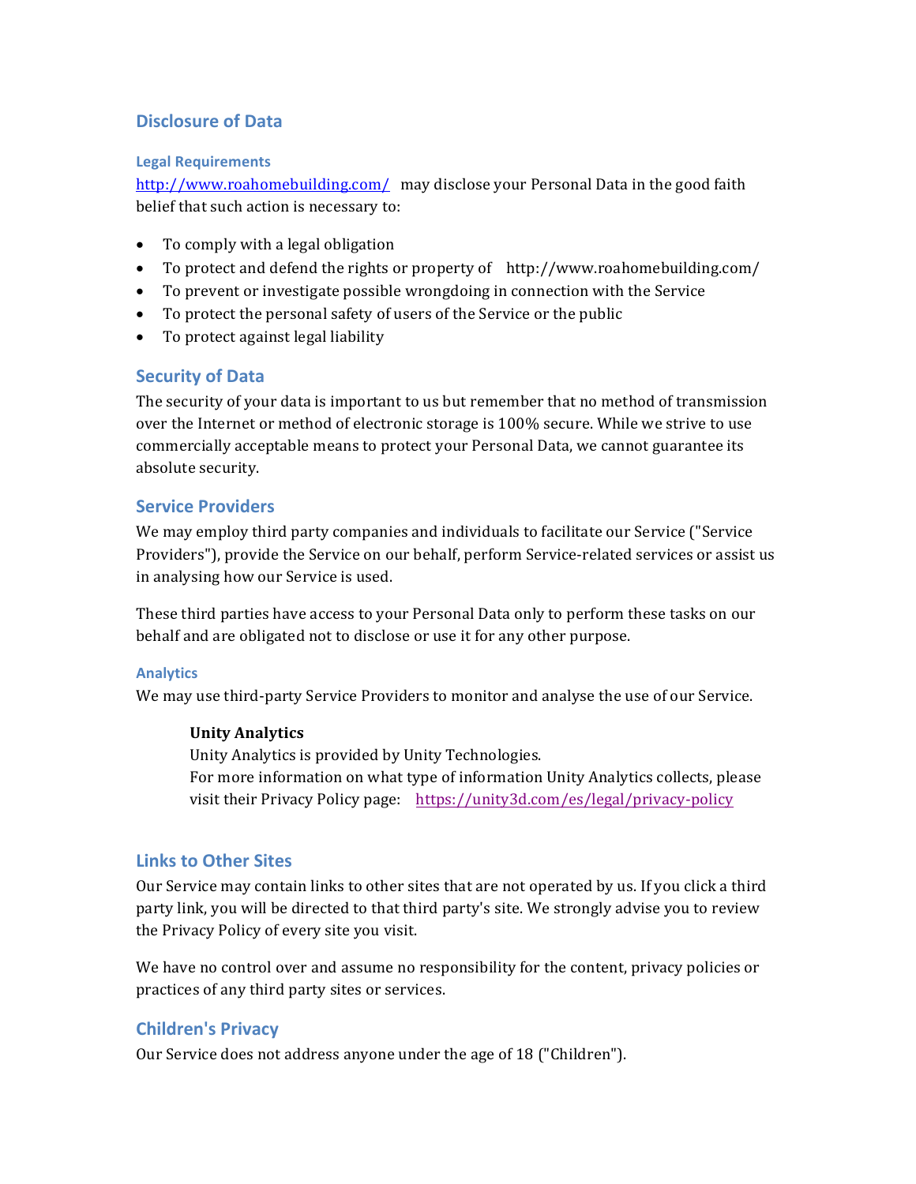## Disclosure of Data

### Legal Requirements

[http://www.roahomebuilding.com/](http://www.roahomebuilding.com/) may disclose your Personal Data in the good faith belief that such action is necessary to:

- To comply with a legal obligation
- To protect and defend the rights or property of http://www.roahomebuilding.com/
- To prevent or investigate possible wrongdoing in connection with the Service
- To protect the personal safety of users of the Service or the public
- To protect against legal liability

## Security of Data

The security of your data is important to us but remember that no method of transmission over the Internet or method of electronic storage is 100% secure. While we strive to use commercially acceptable means to protect your Personal Data, we cannot guarantee its absolute security.

## Service Providers

We may employ third party companies and individuals to facilitate our Service ("Service Providers"), provide the Service on our behalf, perform Service-related services or assist us in analysing how our Service is used.

These third parties have access to your Personal Data only to perform these tasks on our behalf and are obligated not to disclose or use it for any other purpose.

### Analytics

We may use third-party Service Providers to monitor and analyse the use of our Service.

> **Unity Analytics**
> Unity Analytics is provided by Unity Technologies.
> For more information on what type of information Unity Analytics collects, please visit their Privacy Policy page: [https://unity3d.com/es/legal/privacy-policy](https://unity3d.com/es/legal/privacy-policy)

## Links to Other Sites

Our Service may contain links to other sites that are not operated by us. If you click a third party link, you will be directed to that third party's site. We strongly advise you to review the Privacy Policy of every site you visit.

We have no control over and assume no responsibility for the content, privacy policies or practices of any third party sites or services.

## Children's Privacy

Our Service does not address anyone under the age of 18 ("Children").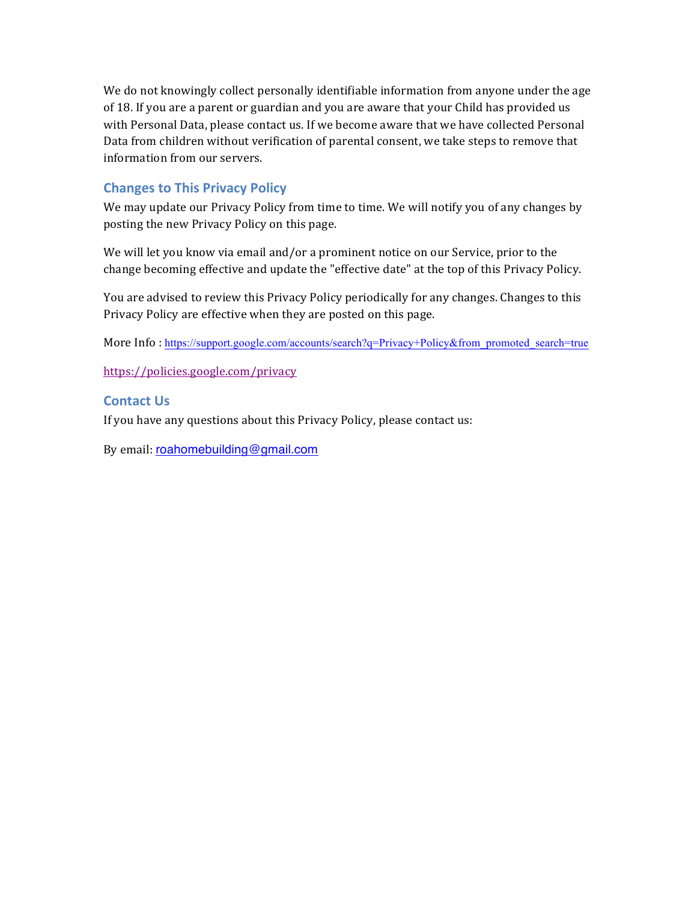We do not knowingly collect personally identifiable information from anyone under the age of 18. If you are a parent or guardian and you are aware that your Child has provided us with Personal Data, please contact us. If we become aware that we have collected Personal Data from children without verification of parental consent, we take steps to remove that information from our servers.

## Changes to This Privacy Policy

We may update our Privacy Policy from time to time. We will notify you of any changes by posting the new Privacy Policy on this page.

We will let you know via email and/or a prominent notice on our Service, prior to the change becoming effective and update the "effective date" at the top of this Privacy Policy.

You are advised to review this Privacy Policy periodically for any changes. Changes to this Privacy Policy are effective when they are posted on this page.

More Info : https://support.google.com/accounts/search?q=Privacy+Policy&from_promoted_search=true

https://policies.google.com/privacy

## Contact Us

If you have any questions about this Privacy Policy, please contact us:

By email: roahomebuilding@gmail.com